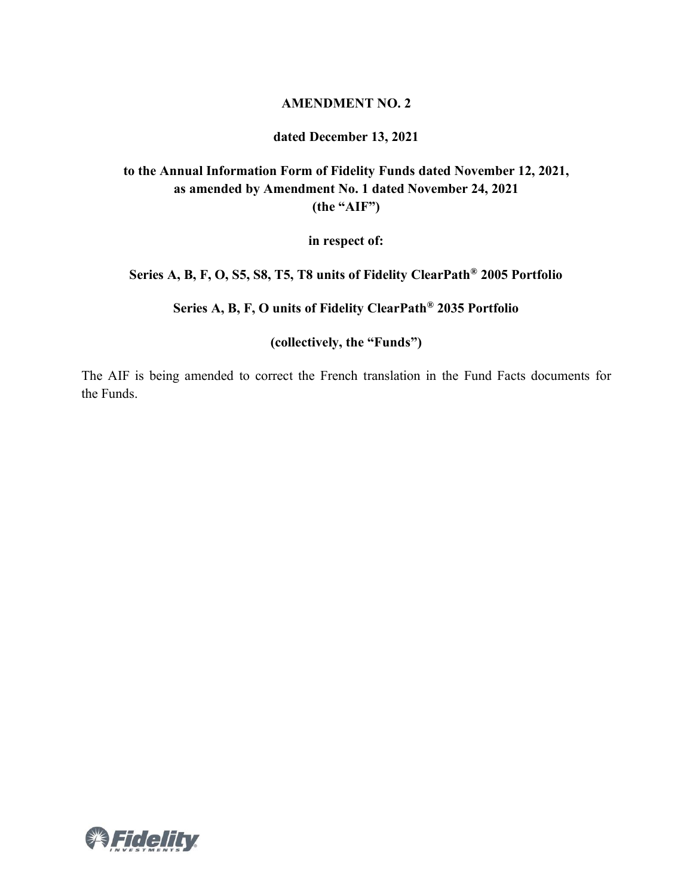# AMENDMENT NO. 2

**dated December 13, 2021**

**to the Annual Information Form of Fidelity Funds dated November 12, 2021, as amended by Amendment No. 1 dated November 24, 2021 (the "AIF")**

**in respect of:**

**Series A, B, F, O, S5, S8, T5, T8 units of Fidelity ClearPath® 2005 Portfolio**

**Series A, B, F, O units of Fidelity ClearPath® 2035 Portfolio**

**(collectively, the "Funds")**

The AIF is being amended to correct the French translation in the Fund Facts documents for the Funds.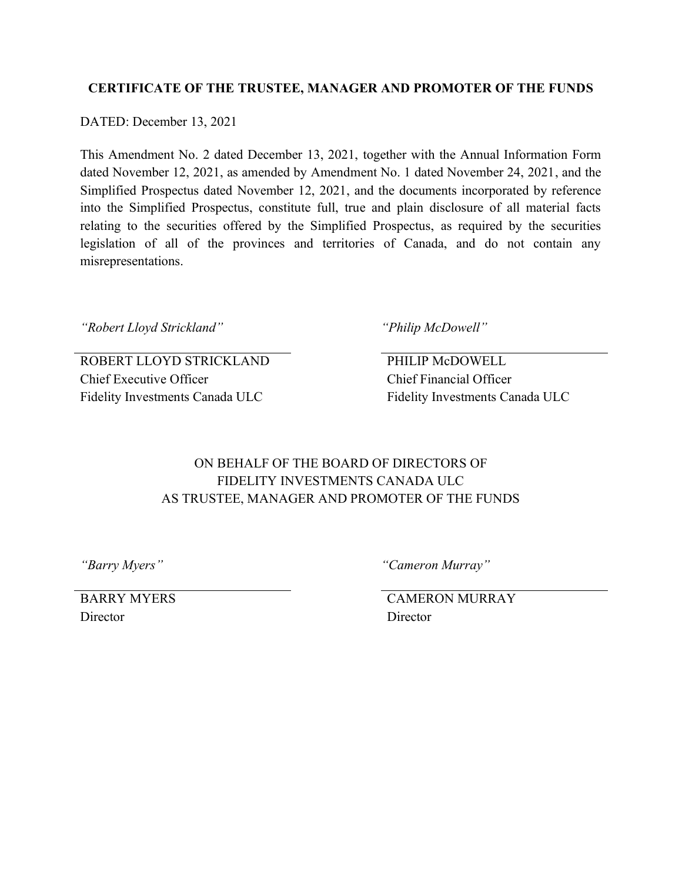**CERTIFICATE OF THE TRUSTEE, MANAGER AND PROMOTER OF THE FUNDS**

DATED: December 13, 2021

This Amendment No. 2 dated December 13, 2021, together with the Annual Information Form dated November 12, 2021, as amended by Amendment No. 1 dated November 24, 2021, and the Simplified Prospectus dated November 12, 2021, and the documents incorporated by reference into the Simplified Prospectus, constitute full, true and plain disclosure of all material facts relating to the securities offered by the Simplified Prospectus, as required by the securities legislation of all of the provinces and territories of Canada, and do not contain any misrepresentations.

*"Robert Lloyd Strickland"*

ROBERT LLOYD STRICKLAND
Chief Executive Officer
Fidelity Investments Canada ULC

*"Philip McDowell"*

PHILIP McDOWELL
Chief Financial Officer
Fidelity Investments Canada ULC

ON BEHALF OF THE BOARD OF DIRECTORS OF
FIDELITY INVESTMENTS CANADA ULC
AS TRUSTEE, MANAGER AND PROMOTER OF THE FUNDS

*"Barry Myers"*

BARRY MYERS
Director

*"Cameron Murray"*

CAMERON MURRAY
Director